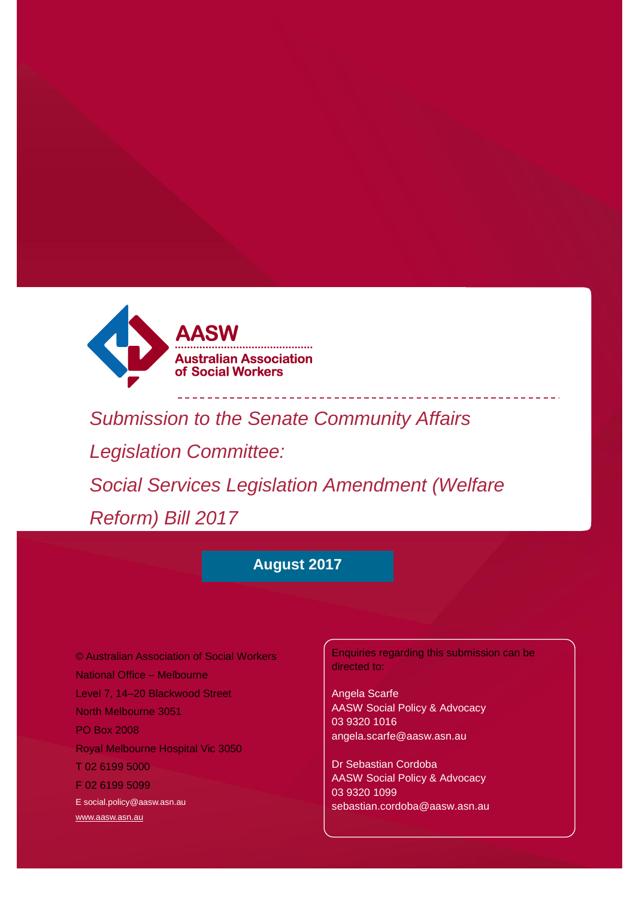**AASW**

**Australian Association of Social Workers**

# *Submission to the Senate Community Affairs Legislation Committee: Social Services Legislation Amendment (Welfare Reform) Bill 2017*

**August 2017**

© Australian Association of Social Workers
National Office – Melbourne
Level 7, 14–20 Blackwood Street
North Melbourne 3051
PO Box 2008
Royal Melbourne Hospital Vic 3050
T 02 6199 5000
F 02 6199 5099
E social.policy@aasw.asn.au
www.aasw.asn.au

Enquiries regarding this submission can be directed to:

Angela Scarfe
AASW Social Policy & Advocacy
03 9320 1016
angela.scarfe@aasw.asn.au

Dr Sebastian Cordoba
AASW Social Policy & Advocacy
03 9320 1099
sebastian.cordoba@aasw.asn.au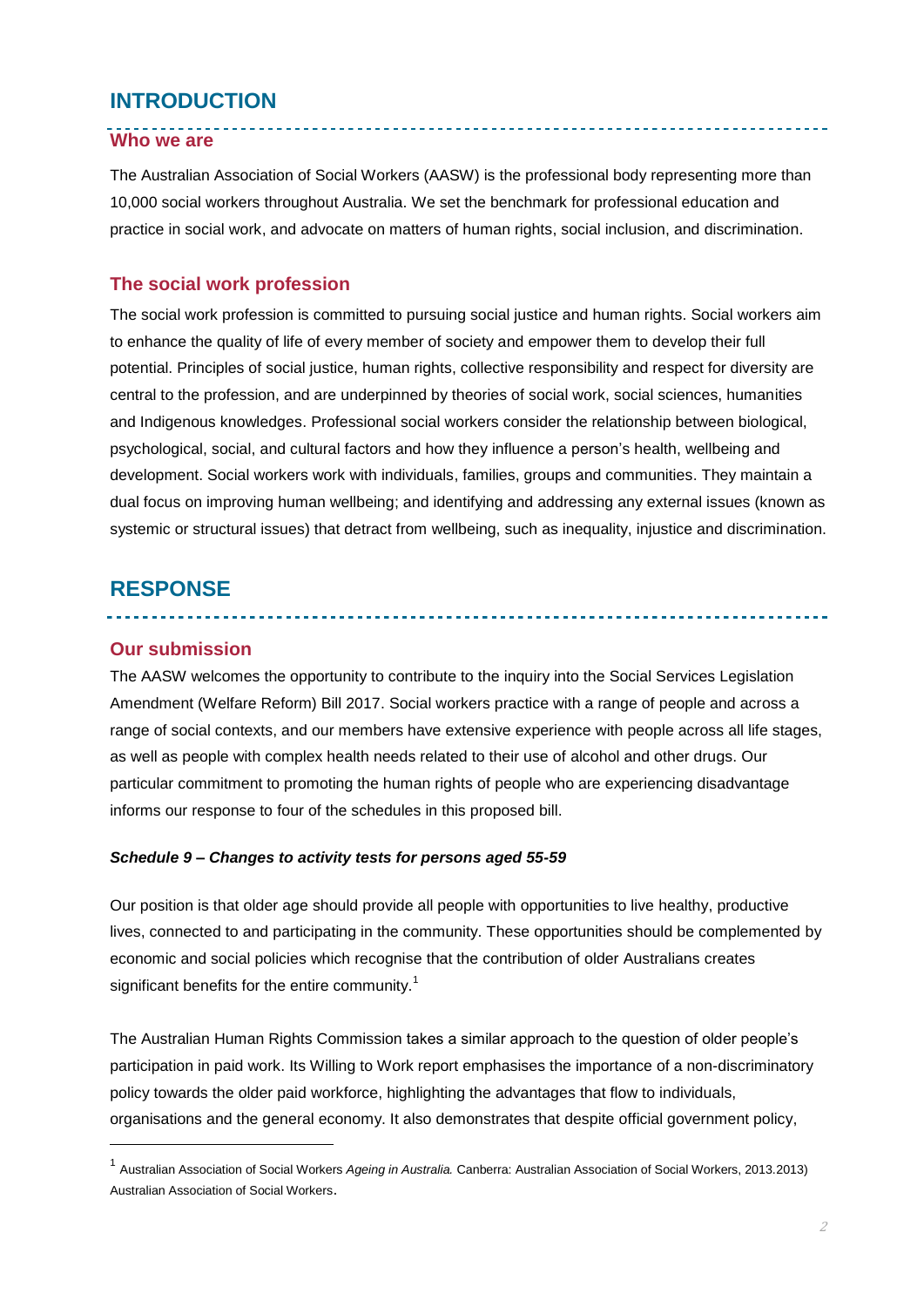# INTRODUCTION

## Who we are

The Australian Association of Social Workers (AASW) is the professional body representing more than 10,000 social workers throughout Australia. We set the benchmark for professional education and practice in social work, and advocate on matters of human rights, social inclusion, and discrimination.

## The social work profession

The social work profession is committed to pursuing social justice and human rights. Social workers aim to enhance the quality of life of every member of society and empower them to develop their full potential. Principles of social justice, human rights, collective responsibility and respect for diversity are central to the profession, and are underpinned by theories of social work, social sciences, humanities and Indigenous knowledges. Professional social workers consider the relationship between biological, psychological, social, and cultural factors and how they influence a person's health, wellbeing and development. Social workers work with individuals, families, groups and communities. They maintain a dual focus on improving human wellbeing; and identifying and addressing any external issues (known as systemic or structural issues) that detract from wellbeing, such as inequality, injustice and discrimination.

# RESPONSE

## Our submission

The AASW welcomes the opportunity to contribute to the inquiry into the Social Services Legislation Amendment (Welfare Reform) Bill 2017. Social workers practice with a range of people and across a range of social contexts, and our members have extensive experience with people across all life stages, as well as people with complex health needs related to their use of alcohol and other drugs. Our particular commitment to promoting the human rights of people who are experiencing disadvantage informs our response to four of the schedules in this proposed bill.

***Schedule 9 – Changes to activity tests for persons aged 55-59***

Our position is that older age should provide all people with opportunities to live healthy, productive lives, connected to and participating in the community. These opportunities should be complemented by economic and social policies which recognise that the contribution of older Australians creates significant benefits for the entire community.[1]

The Australian Human Rights Commission takes a similar approach to the question of older people's participation in paid work. Its Willing to Work report emphasises the importance of a non-discriminatory policy towards the older paid workforce, highlighting the advantages that flow to individuals, organisations and the general economy. It also demonstrates that despite official government policy,

---

[1] Australian Association of Social Workers *Ageing in Australia.* Canberra: Australian Association of Social Workers, 2013.2013) Australian Association of Social Workers.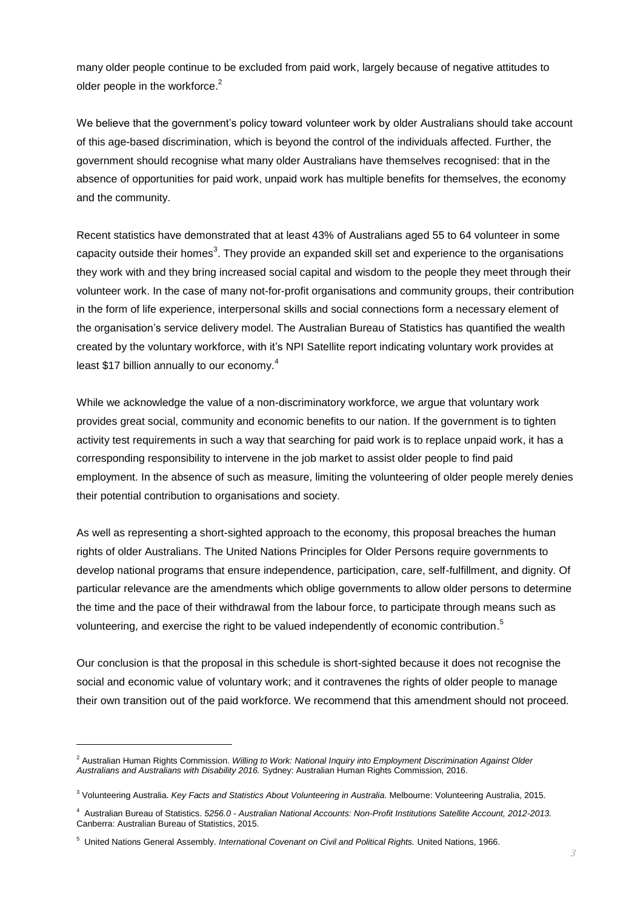many older people continue to be excluded from paid work, largely because of negative attitudes to older people in the workforce.[2]

We believe that the government's policy toward volunteer work by older Australians should take account of this age-based discrimination, which is beyond the control of the individuals affected. Further, the government should recognise what many older Australians have themselves recognised: that in the absence of opportunities for paid work, unpaid work has multiple benefits for themselves, the economy and the community.

Recent statistics have demonstrated that at least 43% of Australians aged 55 to 64 volunteer in some capacity outside their homes[3]. They provide an expanded skill set and experience to the organisations they work with and they bring increased social capital and wisdom to the people they meet through their volunteer work. In the case of many not-for-profit organisations and community groups, their contribution in the form of life experience, interpersonal skills and social connections form a necessary element of the organisation's service delivery model. The Australian Bureau of Statistics has quantified the wealth created by the voluntary workforce, with it's NPI Satellite report indicating voluntary work provides at least $17 billion annually to our economy.[4]

While we acknowledge the value of a non-discriminatory workforce, we argue that voluntary work provides great social, community and economic benefits to our nation. If the government is to tighten activity test requirements in such a way that searching for paid work is to replace unpaid work, it has a corresponding responsibility to intervene in the job market to assist older people to find paid employment. In the absence of such as measure, limiting the volunteering of older people merely denies their potential contribution to organisations and society.

As well as representing a short-sighted approach to the economy, this proposal breaches the human rights of older Australians. The United Nations Principles for Older Persons require governments to develop national programs that ensure independence, participation, care, self-fulfillment, and dignity. Of particular relevance are the amendments which oblige governments to allow older persons to determine the time and the pace of their withdrawal from the labour force, to participate through means such as volunteering, and exercise the right to be valued independently of economic contribution.[5]

Our conclusion is that the proposal in this schedule is short-sighted because it does not recognise the social and economic value of voluntary work; and it contravenes the rights of older people to manage their own transition out of the paid workforce. We recommend that this amendment should not proceed.

---

[2] Australian Human Rights Commission. *Willing to Work: National Inquiry into Employment Discrimination Against Older Australians and Australians with Disability 2016.* Sydney: Australian Human Rights Commission, 2016.

[3] Volunteering Australia. *Key Facts and Statistics About Volunteering in Australia.* Melbourne: Volunteering Australia, 2015.

[4] Australian Bureau of Statistics. *5256.0 - Australian National Accounts: Non-Profit Institutions Satellite Account, 2012-2013.* Canberra: Australian Bureau of Statistics, 2015.

[5] United Nations General Assembly. *International Covenant on Civil and Political Rights.* United Nations, 1966.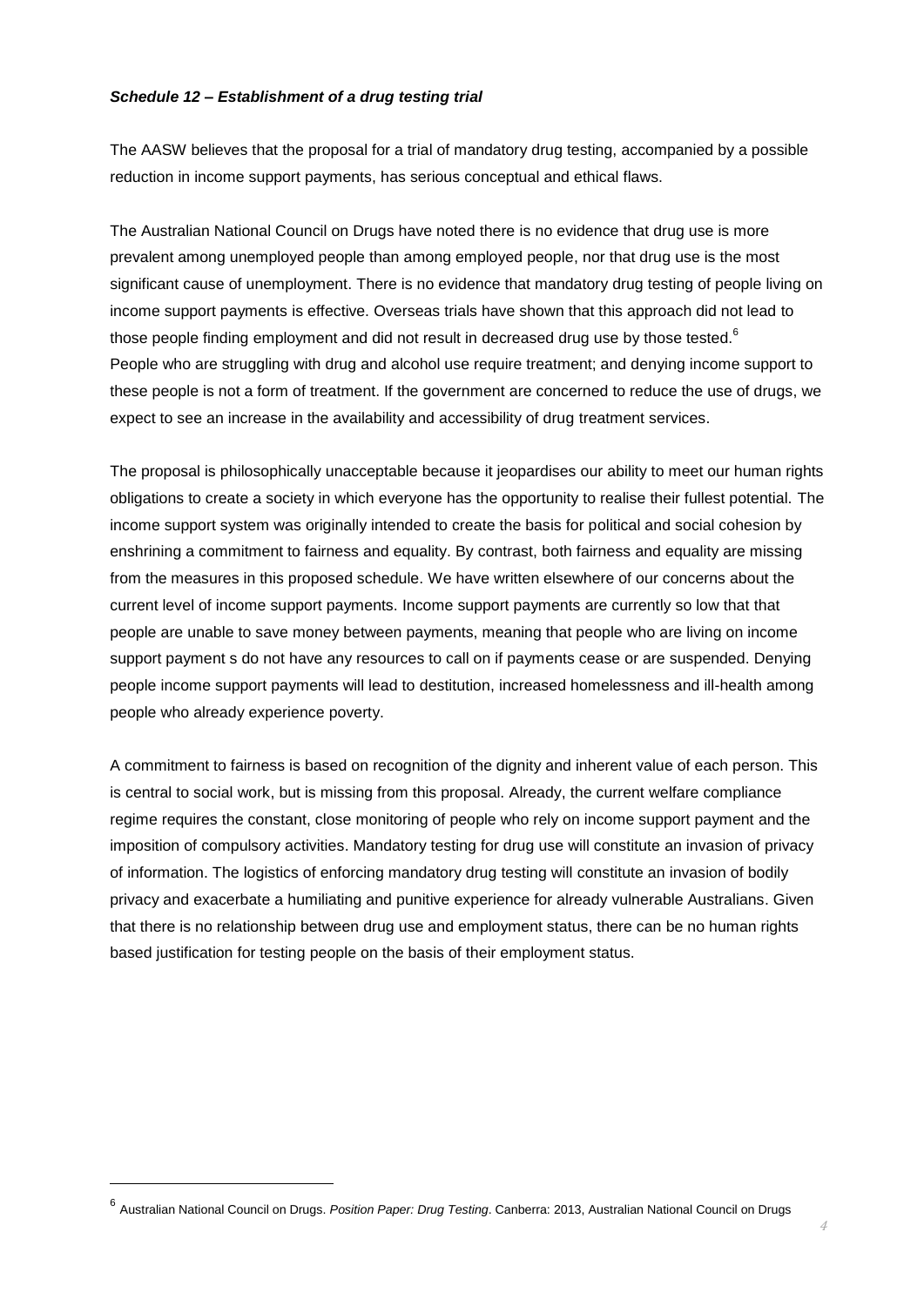***Schedule 12 – Establishment of a drug testing trial***

The AASW believes that the proposal for a trial of mandatory drug testing, accompanied by a possible reduction in income support payments, has serious conceptual and ethical flaws.

The Australian National Council on Drugs have noted there is no evidence that drug use is more prevalent among unemployed people than among employed people, nor that drug use is the most significant cause of unemployment. There is no evidence that mandatory drug testing of people living on income support payments is effective. Overseas trials have shown that this approach did not lead to those people finding employment and did not result in decreased drug use by those tested.[6]
People who are struggling with drug and alcohol use require treatment; and denying income support to these people is not a form of treatment. If the government are concerned to reduce the use of drugs, we expect to see an increase in the availability and accessibility of drug treatment services.

The proposal is philosophically unacceptable because it jeopardises our ability to meet our human rights obligations to create a society in which everyone has the opportunity to realise their fullest potential. The income support system was originally intended to create the basis for political and social cohesion by enshrining a commitment to fairness and equality. By contrast, both fairness and equality are missing from the measures in this proposed schedule. We have written elsewhere of our concerns about the current level of income support payments. Income support payments are currently so low that that people are unable to save money between payments, meaning that people who are living on income support payment s do not have any resources to call on if payments cease or are suspended. Denying people income support payments will lead to destitution, increased homelessness and ill-health among people who already experience poverty.

A commitment to fairness is based on recognition of the dignity and inherent value of each person. This is central to social work, but is missing from this proposal. Already, the current welfare compliance regime requires the constant, close monitoring of people who rely on income support payment and the imposition of compulsory activities. Mandatory testing for drug use will constitute an invasion of privacy of information. The logistics of enforcing mandatory drug testing will constitute an invasion of bodily privacy and exacerbate a humiliating and punitive experience for already vulnerable Australians. Given that there is no relationship between drug use and employment status, there can be no human rights based justification for testing people on the basis of their employment status.

[6] Australian National Council on Drugs. *Position Paper: Drug Testing*. Canberra: 2013, Australian National Council on Drugs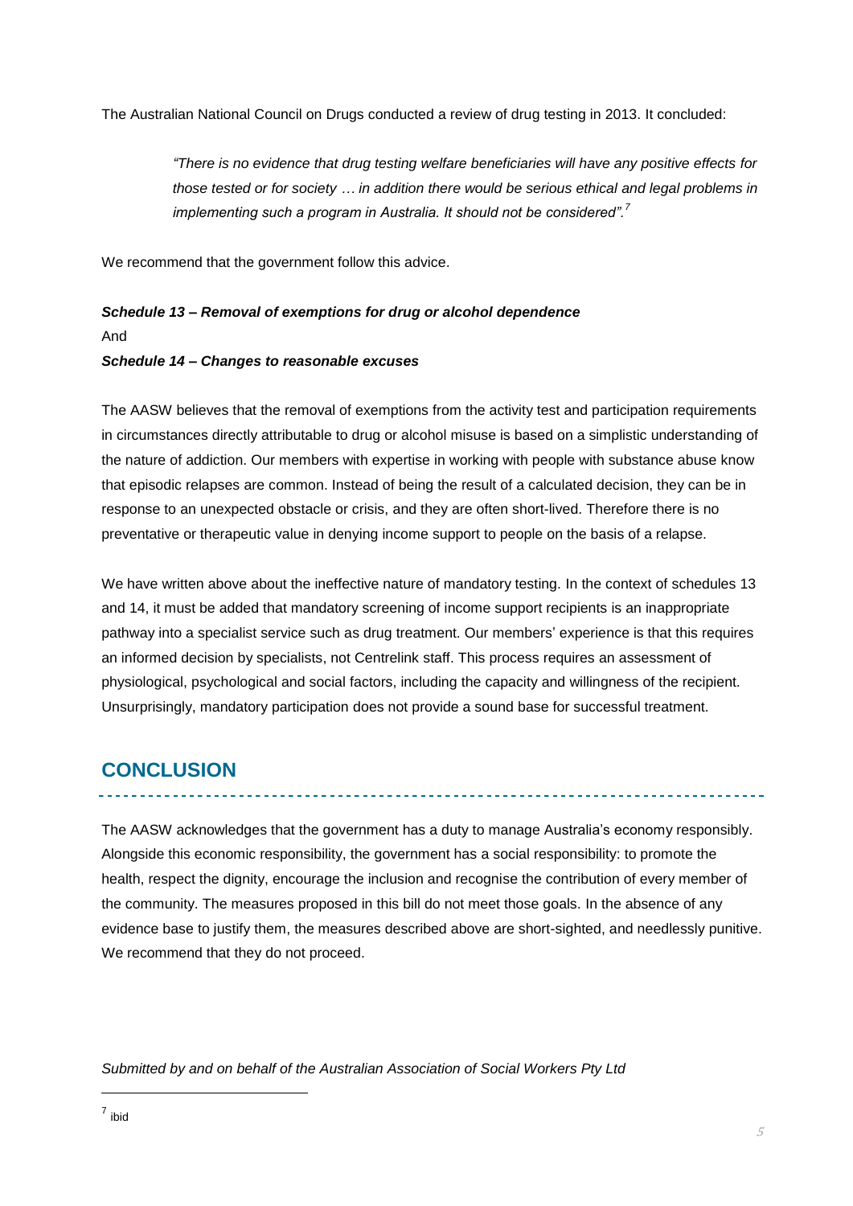The Australian National Council on Drugs conducted a review of drug testing in 2013. It concluded:

> *"There is no evidence that drug testing welfare beneficiaries will have any positive effects for those tested or for society … in addition there would be serious ethical and legal problems in implementing such a program in Australia. It should not be considered".*[7]

We recommend that the government follow this advice.

***Schedule 13 – Removal of exemptions for drug or alcohol dependence***
And
***Schedule 14 – Changes to reasonable excuses***

The AASW believes that the removal of exemptions from the activity test and participation requirements in circumstances directly attributable to drug or alcohol misuse is based on a simplistic understanding of the nature of addiction. Our members with expertise in working with people with substance abuse know that episodic relapses are common. Instead of being the result of a calculated decision, they can be in response to an unexpected obstacle or crisis, and they are often short-lived. Therefore there is no preventative or therapeutic value in denying income support to people on the basis of a relapse.

We have written above about the ineffective nature of mandatory testing. In the context of schedules 13 and 14, it must be added that mandatory screening of income support recipients is an inappropriate pathway into a specialist service such as drug treatment. Our members' experience is that this requires an informed decision by specialists, not Centrelink staff. This process requires an assessment of physiological, psychological and social factors, including the capacity and willingness of the recipient. Unsurprisingly, mandatory participation does not provide a sound base for successful treatment.

## CONCLUSION

The AASW acknowledges that the government has a duty to manage Australia's economy responsibly. Alongside this economic responsibility, the government has a social responsibility: to promote the health, respect the dignity, encourage the inclusion and recognise the contribution of every member of the community. The measures proposed in this bill do not meet those goals. In the absence of any evidence base to justify them, the measures described above are short-sighted, and needlessly punitive. We recommend that they do not proceed.

*Submitted by and on behalf of the Australian Association of Social Workers Pty Ltd*

---

[7] ibid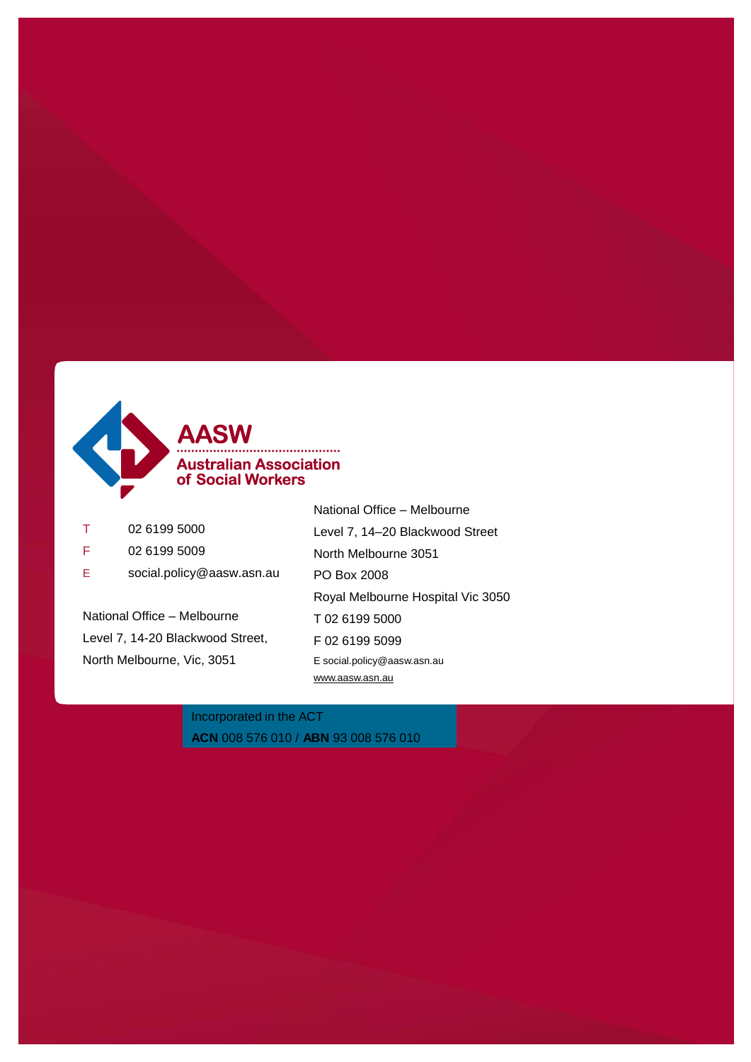**AASW**

**Australian Association of Social Workers**

T 02 6199 5000

F 02 6199 5009

E social.policy@aasw.asn.au

National Office – Melbourne
Level 7, 14-20 Blackwood Street,
North Melbourne, Vic, 3051

National Office – Melbourne
Level 7, 14–20 Blackwood Street
North Melbourne 3051
PO Box 2008
Royal Melbourne Hospital Vic 3050
T 02 6199 5000
F 02 6199 5099
E social.policy@aasw.asn.au
www.aasw.asn.au

Incorporated in the ACT
**ACN** 008 576 010 / **ABN** 93 008 576 010